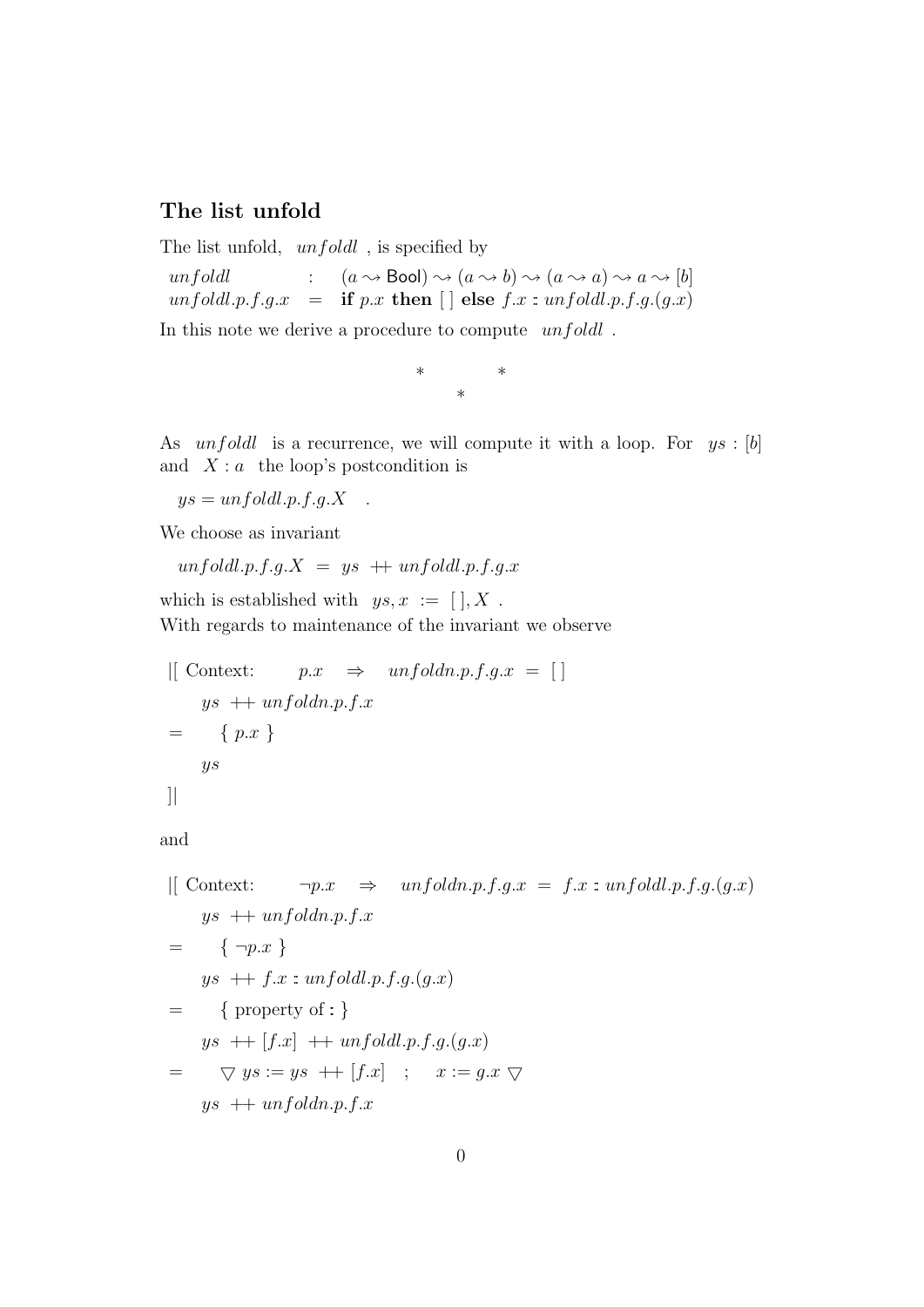## The list unfold

The list unfold, $unfoldl$ , is specified by

$$
\begin{array}{lcl}
unfoldl & : & (a \rightsquigarrow \mathsf{Bool}) \rightsquigarrow (a \rightsquigarrow b) \rightsquigarrow (a \rightsquigarrow a) \rightsquigarrow a \rightsquigarrow [b] \\
unfoldl.p.f.g.x & = & \textbf{if } p.x \textbf{ then } [\,] \textbf{ else } f.x : unfoldl.p.f.g.(g.x)
\end{array}
$$

In this note we derive a procedure to compute $unfoldl$ .

\*     \*
   \*

As $unfoldl$ is a recurrence, we will compute it with a loop. For $ys : [b]$ and $X : a$ the loop's postcondition is

$$ys = unfoldl.p.f.g.X \quad .$$

We choose as invariant

$$unfoldl.p.f.g.X \ = \ ys \ \mathbin{+\!\!+} \ unfoldl.p.f.g.x$$

which is established with $ys, x \ := \ [\,], X$ .
With regards to maintenance of the invariant we observe

|[ Context: $\quad p.x \quad \Rightarrow \quad unfoldn.p.f.g.x \ = \ [\,]$

$\quad ys \ \mathbin{+\!\!+} \ unfoldn.p.f.x$

$= \quad \{ \ p.x \ \}$

$\quad ys$

]|

and

|[ Context: $\quad \neg p.x \quad \Rightarrow \quad unfoldn.p.f.g.x \ = \ f.x : unfoldl.p.f.g.(g.x)$

$\quad ys \ \mathbin{+\!\!+} \ unfoldn.p.f.x$

$= \quad \{ \ \neg p.x \ \}$

$\quad ys \ \mathbin{+\!\!+} \ f.x : unfoldl.p.f.g.(g.x)$

$= \quad \{$ property of $: \}$

$\quad ys \ \mathbin{+\!\!+} \ [f.x] \ \mathbin{+\!\!+} \ unfoldl.p.f.g.(g.x)$

$= \quad \triangledown \ ys := ys \ \mathbin{+\!\!+} \ [f.x] \quad ; \quad x := g.x \ \triangledown$

$\quad ys \ \mathbin{+\!\!+} \ unfoldn.p.f.x$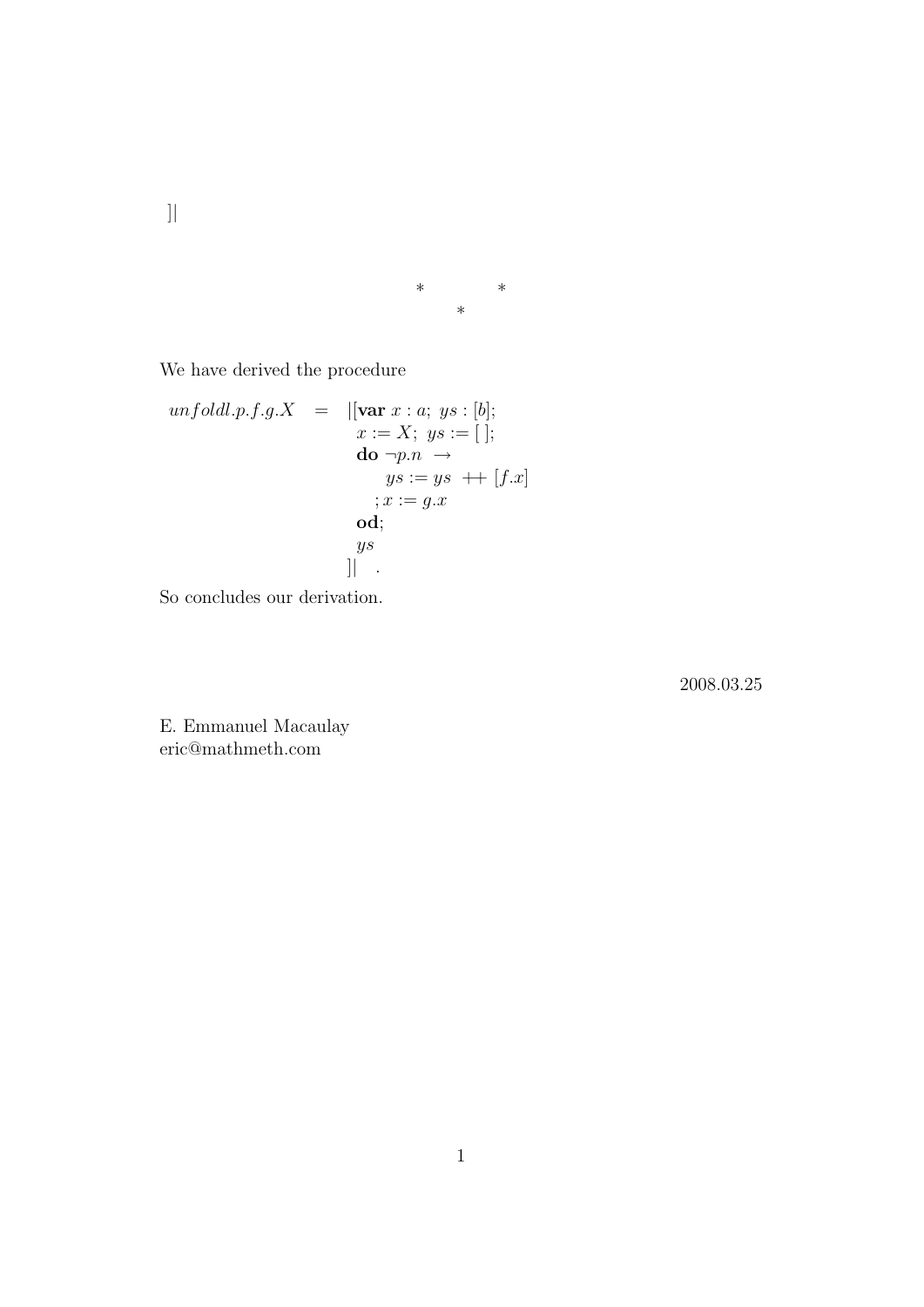]|

\*   \*
\*

We have derived the procedure

$$
\begin{array}{lcl}
unfoldl.p.f.g.X & = & |[\,\mathbf{var}\ x : a;\ ys : [b]; \\
 & & \quad x := X;\ ys := [\,]; \\
 & & \quad \mathbf{do}\ \neg p.n\ \rightarrow \\
 & & \qquad\quad ys := ys\ +\!\!+\ [f.x] \\
 & & \qquad ;\, x := g.x \\
 & & \quad \mathbf{od}; \\
 & & \quad ys \\
 & & ]|\quad .
\end{array}
$$

So concludes our derivation.

2008.03.25

E. Emmanuel Macaulay
eric@mathmeth.com